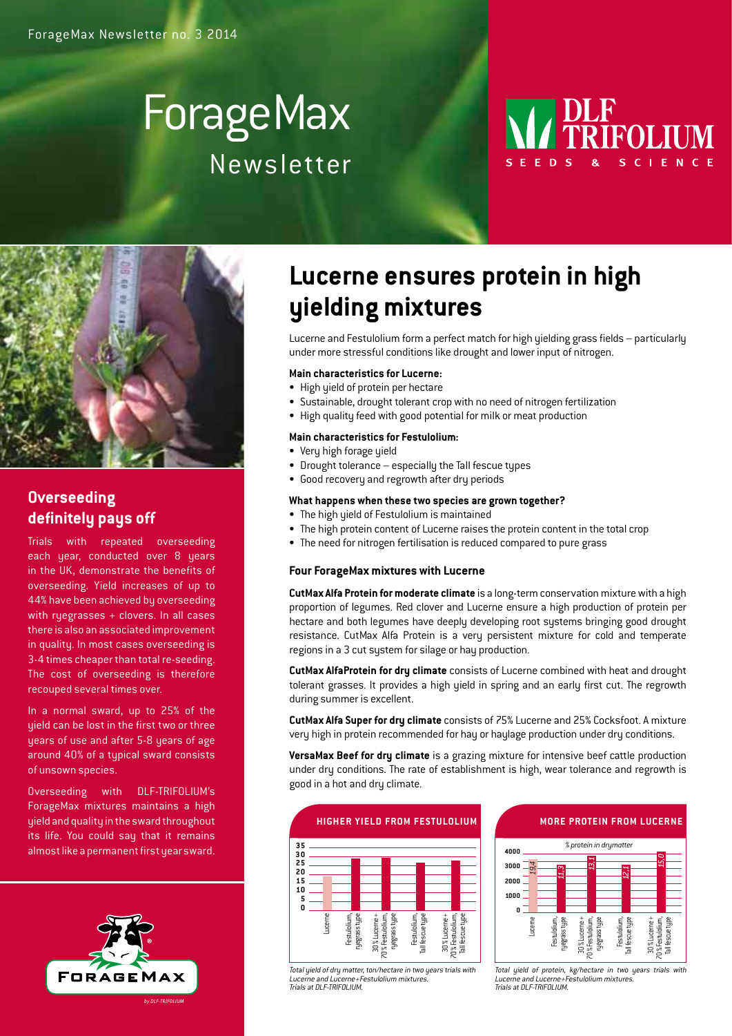ForageMax Newsletter no. 3 2014

# ForageMax Newsletter

DLF TRIFOLIUM
SEEDS & SCIENCE

## Overseeding definitely pays off

Trials with repeated overseeding each year, conducted over 8 years in the UK, demonstrate the benefits of overseeding. Yield increases of up to 44% have been achieved by overseeding with ryegrasses + clovers. In all cases there is also an associated improvement in quality. In most cases overseeding is 3-4 times cheaper than total re-seeding. The cost of overseeding is therefore recouped several times over.

In a normal sward, up to 25% of the yield can be lost in the first two or three years of use and after 5-8 years of age around 40% of a typical sward consists of unsown species.

Overseeding with DLF-TRIFOLIUM's ForageMax mixtures maintains a high yield and quality in the sward throughout its life. You could say that it remains almost like a permanent first year sward.

FORAGEMAX by DLF-TRIFOLIUM

# Lucerne ensures protein in high yielding mixtures

Lucerne and Festulolium form a perfect match for high yielding grass fields – particularly under more stressful conditions like drought and lower input of nitrogen.

**Main characteristics for Lucerne:**

- High yield of protein per hectare
- Sustainable, drought tolerant crop with no need of nitrogen fertilization
- High quality feed with good potential for milk or meat production

**Main characteristics for Festulolium:**

- Very high forage yield
- Drought tolerance – especially the Tall fescue types
- Good recovery and regrowth after dry periods

**What happens when these two species are grown together?**

- The high yield of Festulolium is maintained
- The high protein content of Lucerne raises the protein content in the total crop
- The need for nitrogen fertilisation is reduced compared to pure grass

### Four ForageMax mixtures with Lucerne

**CutMax Alfa Protein for moderate climate** is a long-term conservation mixture with a high proportion of legumes. Red clover and Lucerne ensure a high production of protein per hectare and both legumes have deeply developing root systems bringing good drought resistance. CutMax Alfa Protein is a very persistent mixture for cold and temperate regions in a 3 cut system for silage or hay production.

**CutMax AlfaProtein for dry climate** consists of Lucerne combined with heat and drought tolerant grasses. It provides a high yield in spring and an early first cut. The regrowth during summer is excellent.

**CutMax Alfa Super for dry climate** consists of 75% Lucerne and 25% Cocksfoot. A mixture very high in protein recommended for hay or haylage production under dry conditions.

**VersaMax Beef for dry climate** is a grazing mixture for intensive beef cattle production under dry conditions. The rate of establishment is high, wear tolerance and regrowth is good in a hot and dry climate.

**HIGHER YIELD FROM FESTULOLIUM**

Chart categories: Lucerne; Festulolium, ryegrass type; 30% Lucerne + 70% Festulolium, ryegrass type; Festulolium, Tall fescue type; 30% Lucerne + 70% Festulolium, Tall fescue type (y-axis 0–35)

*Total yield of dry matter, ton/hectare in two years trials with Lucerne and Lucerne+Festulolium mixtures. Trials at DLF-TRIFOLIUM.*

**MORE PROTEIN FROM LUCERNE**

% protein in drymatter: Lucerne 19.4; Festulolium, ryegrass type 11.3; 30% Lucerne + 70% Festulolium, ryegrass type 13.1; Festulolium, Tall fescue type 12.1; 30% Lucerne + 70% Festulolium, Tall fescue type 15.0 (y-axis 0–4000)

*Total yield of protein, kg/hectare in two years trials with Lucerne and Lucerne+Festulolium mixtures. Trials at DLF-TRIFOLIUM.*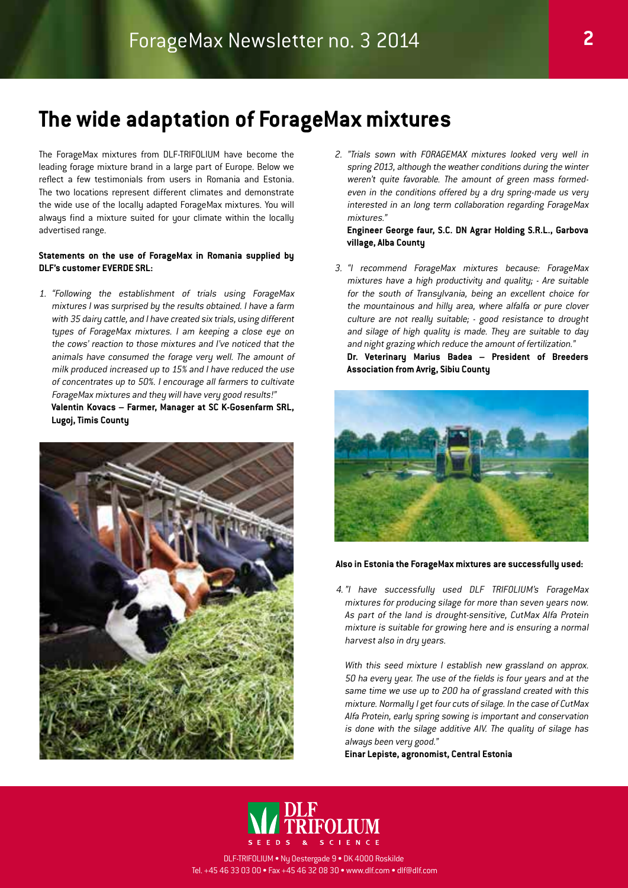# The wide adaptation of ForageMax mixtures

The ForageMax mixtures from DLF-TRIFOLIUM have become the leading forage mixture brand in a large part of Europe. Below we reflect a few testimonials from users in Romania and Estonia. The two locations represent different climates and demonstrate the wide use of the locally adapted ForageMax mixtures. You will always find a mixture suited for your climate within the locally advertised range.

**Statements on the use of ForageMax in Romania supplied by DLF's customer EVERDE SRL:**

1. *"Following the establishment of trials using ForageMax mixtures I was surprised by the results obtained. I have a farm with 35 dairy cattle, and I have created six trials, using different types of ForageMax mixtures. I am keeping a close eye on the cows' reaction to those mixtures and I've noticed that the animals have consumed the forage very well. The amount of milk produced increased up to 15% and I have reduced the use of concentrates up to 50%. I encourage all farmers to cultivate ForageMax mixtures and they will have very good results!"*
   **Valentin Kovacs – Farmer, Manager at SC K-Gosenfarm SRL, Lugoj, Timis County**

2. *"Trials sown with FORAGEMAX mixtures looked very well in spring 2013, although the weather conditions during the winter weren't quite favorable. The amount of green mass formed- even in the conditions offered by a dry spring-made us very interested in an long term collaboration regarding ForageMax mixtures."*
   **Engineer George faur, S.C. DN Agrar Holding S.R.L., Garbova village, Alba County**

3. *"I recommend ForageMax mixtures because: ForageMax mixtures have a high productivity and quality; - Are suitable for the south of Transylvania, being an excellent choice for the mountainous and hilly area, where alfalfa or pure clover culture are not really suitable; - good resistance to drought and silage of high quality is made. They are suitable to day and night grazing which reduce the amount of fertilization."*
   **Dr. Veterinary Marius Badea – President of Breeders Association from Avrig, Sibiu County**

**Also in Estonia the ForageMax mixtures are successfully used:**

4. *"I have successfully used DLF TRIFOLIUM's ForageMax mixtures for producing silage for more than seven years now. As part of the land is drought-sensitive, CutMax Alfa Protein mixture is suitable for growing here and is ensuring a normal harvest also in dry years.*

   *With this seed mixture I establish new grassland on approx. 50 ha every year. The use of the fields is four years and at the same time we use up to 200 ha of grassland created with this mixture. Normally I get four cuts of silage. In the case of CutMax Alfa Protein, early spring sowing is important and conservation is done with the silage additive AIV. The quality of silage has always been very good."*
   **Einar Lepiste, agronomist, Central Estonia**

DLF TRIFOLIUM
SEEDS & SCIENCE

DLF-TRIFOLIUM • Ny Oestergade 9 • DK 4000 Roskilde
Tel. +45 46 33 03 00 • Fax +45 46 32 08 30 • www.dlf.com • dlf@dlf.com